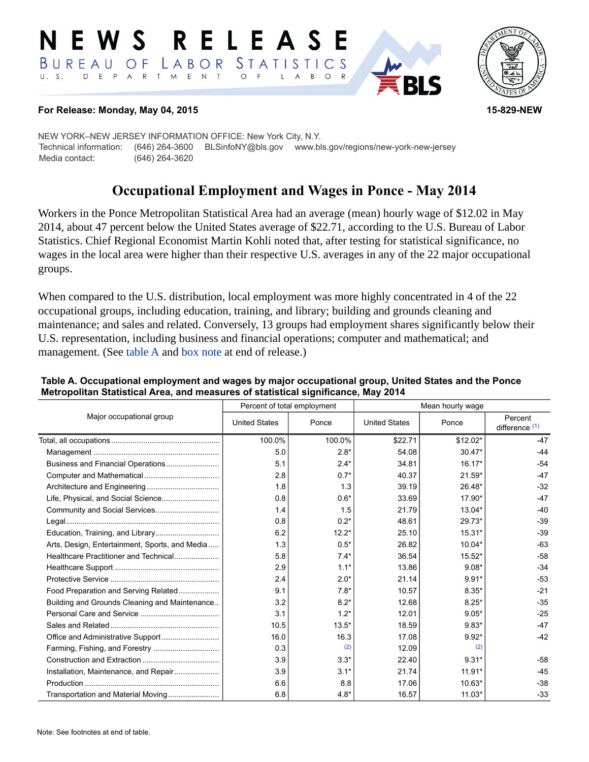# NEWS RELEASE

BUREAU OF LABOR STATISTICS

U. S. DEPARTMENT OF LABOR

**For Release: Monday, May 04, 2015** **15-829-NEW**

NEW YORK–NEW JERSEY INFORMATION OFFICE: New York City, N.Y.
Technical information: (646) 264-3600 BLSinfoNY@bls.gov www.bls.gov/regions/new-york-new-jersey
Media contact: (646) 264-3620

## Occupational Employment and Wages in Ponce - May 2014

Workers in the Ponce Metropolitan Statistical Area had an average (mean) hourly wage of $12.02 in May 2014, about 47 percent below the United States average of $22.71, according to the U.S. Bureau of Labor Statistics. Chief Regional Economist Martin Kohli noted that, after testing for statistical significance, no wages in the local area were higher than their respective U.S. averages in any of the 22 major occupational groups.

When compared to the U.S. distribution, local employment was more highly concentrated in 4 of the 22 occupational groups, including education, training, and library; building and grounds cleaning and maintenance; and sales and related. Conversely, 13 groups had employment shares significantly below their U.S. representation, including business and financial operations; computer and mathematical; and management. (See table A and box note at end of release.)

**Table A. Occupational employment and wages by major occupational group, United States and the Ponce Metropolitan Statistical Area, and measures of statistical significance, May 2014**

| Major occupational group | Percent of total employment | | Mean hourly wage | | |
|---|---|---|---|---|---|
| | United States | Ponce | United States | Ponce | Percent difference (1) |
| Total, all occupations | 100.0% | 100.0% | $22.71 | $12.02* | -47 |
| Management | 5.0 | 2.8* | 54.08 | 30.47* | -44 |
| Business and Financial Operations | 5.1 | 2.4* | 34.81 | 16.17* | -54 |
| Computer and Mathematical | 2.8 | 0.7* | 40.37 | 21.59* | -47 |
| Architecture and Engineering | 1.8 | 1.3 | 39.19 | 26.48* | -32 |
| Life, Physical, and Social Science | 0.8 | 0.6* | 33.69 | 17.90* | -47 |
| Community and Social Services | 1.4 | 1.5 | 21.79 | 13.04* | -40 |
| Legal | 0.8 | 0.2* | 48.61 | 29.73* | -39 |
| Education, Training, and Library | 6.2 | 12.2* | 25.10 | 15.31* | -39 |
| Arts, Design, Entertainment, Sports, and Media | 1.3 | 0.5* | 26.82 | 10.04* | -63 |
| Healthcare Practitioner and Technical | 5.8 | 7.4* | 36.54 | 15.52* | -58 |
| Healthcare Support | 2.9 | 1.1* | 13.86 | 9.08* | -34 |
| Protective Service | 2.4 | 2.0* | 21.14 | 9.91* | -53 |
| Food Preparation and Serving Related | 9.1 | 7.8* | 10.57 | 8.35* | -21 |
| Building and Grounds Cleaning and Maintenance | 3.2 | 8.2* | 12.68 | 8.25* | -35 |
| Personal Care and Service | 3.1 | 1.2* | 12.01 | 9.05* | -25 |
| Sales and Related | 10.5 | 13.5* | 18.59 | 9.83* | -47 |
| Office and Administrative Support | 16.0 | 16.3 | 17.08 | 9.92* | -42 |
| Farming, Fishing, and Forestry | 0.3 | (2) | 12.09 | (2) | |
| Construction and Extraction | 3.9 | 3.3* | 22.40 | 9.31* | -58 |
| Installation, Maintenance, and Repair | 3.9 | 3.1* | 21.74 | 11.91* | -45 |
| Production | 6.6 | 8.8 | 17.06 | 10.63* | -38 |
| Transportation and Material Moving | 6.8 | 4.8* | 16.57 | 11.03* | -33 |

Note: See footnotes at end of table.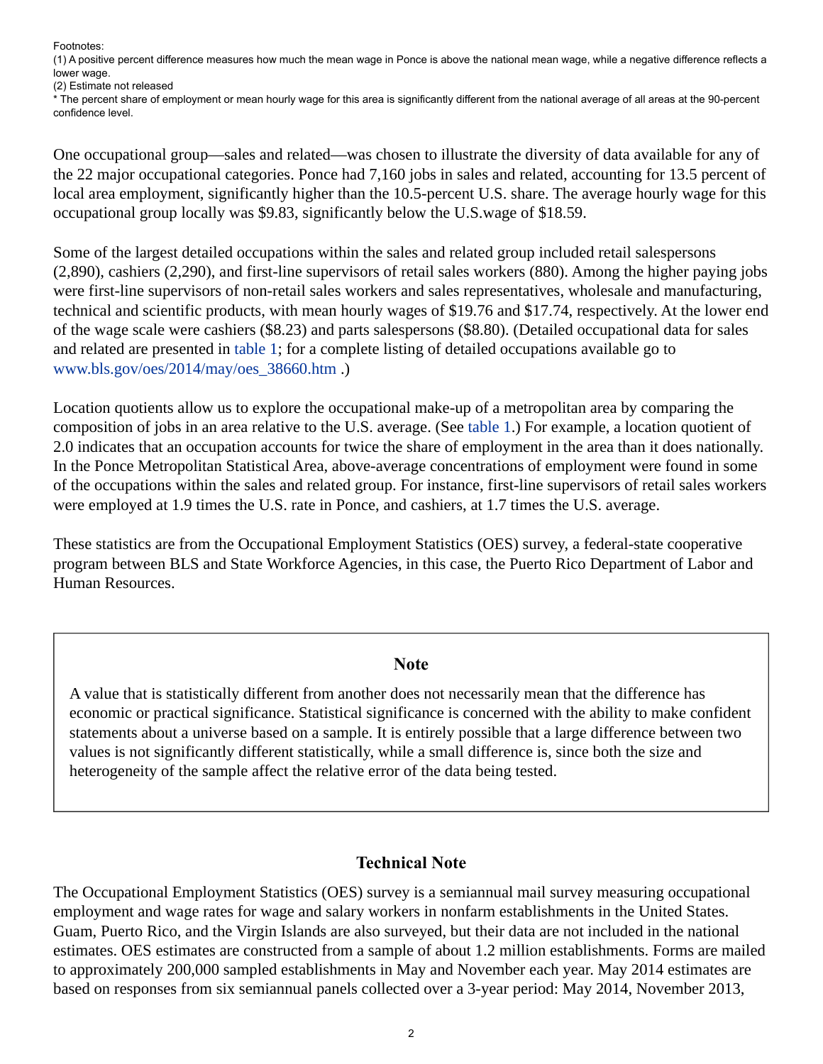Footnotes:
(1) A positive percent difference measures how much the mean wage in Ponce is above the national mean wage, while a negative difference reflects a lower wage.
(2) Estimate not released
* The percent share of employment or mean hourly wage for this area is significantly different from the national average of all areas at the 90-percent confidence level.

One occupational group—sales and related—was chosen to illustrate the diversity of data available for any of the 22 major occupational categories. Ponce had 7,160 jobs in sales and related, accounting for 13.5 percent of local area employment, significantly higher than the 10.5-percent U.S. share. The average hourly wage for this occupational group locally was $9.83, significantly below the U.S.wage of $18.59.

Some of the largest detailed occupations within the sales and related group included retail salespersons (2,890), cashiers (2,290), and first-line supervisors of retail sales workers (880). Among the higher paying jobs were first-line supervisors of non-retail sales workers and sales representatives, wholesale and manufacturing, technical and scientific products, with mean hourly wages of $19.76 and $17.74, respectively. At the lower end of the wage scale were cashiers ($8.23) and parts salespersons ($8.80). (Detailed occupational data for sales and related are presented in table 1; for a complete listing of detailed occupations available go to www.bls.gov/oes/2014/may/oes_38660.htm .)

Location quotients allow us to explore the occupational make-up of a metropolitan area by comparing the composition of jobs in an area relative to the U.S. average. (See table 1.) For example, a location quotient of 2.0 indicates that an occupation accounts for twice the share of employment in the area than it does nationally. In the Ponce Metropolitan Statistical Area, above-average concentrations of employment were found in some of the occupations within the sales and related group. For instance, first-line supervisors of retail sales workers were employed at 1.9 times the U.S. rate in Ponce, and cashiers, at 1.7 times the U.S. average.

These statistics are from the Occupational Employment Statistics (OES) survey, a federal-state cooperative program between BLS and State Workforce Agencies, in this case, the Puerto Rico Department of Labor and Human Resources.

### Note

A value that is statistically different from another does not necessarily mean that the difference has economic or practical significance. Statistical significance is concerned with the ability to make confident statements about a universe based on a sample. It is entirely possible that a large difference between two values is not significantly different statistically, while a small difference is, since both the size and heterogeneity of the sample affect the relative error of the data being tested.

## Technical Note

The Occupational Employment Statistics (OES) survey is a semiannual mail survey measuring occupational employment and wage rates for wage and salary workers in nonfarm establishments in the United States. Guam, Puerto Rico, and the Virgin Islands are also surveyed, but their data are not included in the national estimates. OES estimates are constructed from a sample of about 1.2 million establishments. Forms are mailed to approximately 200,000 sampled establishments in May and November each year. May 2014 estimates are based on responses from six semiannual panels collected over a 3-year period: May 2014, November 2013,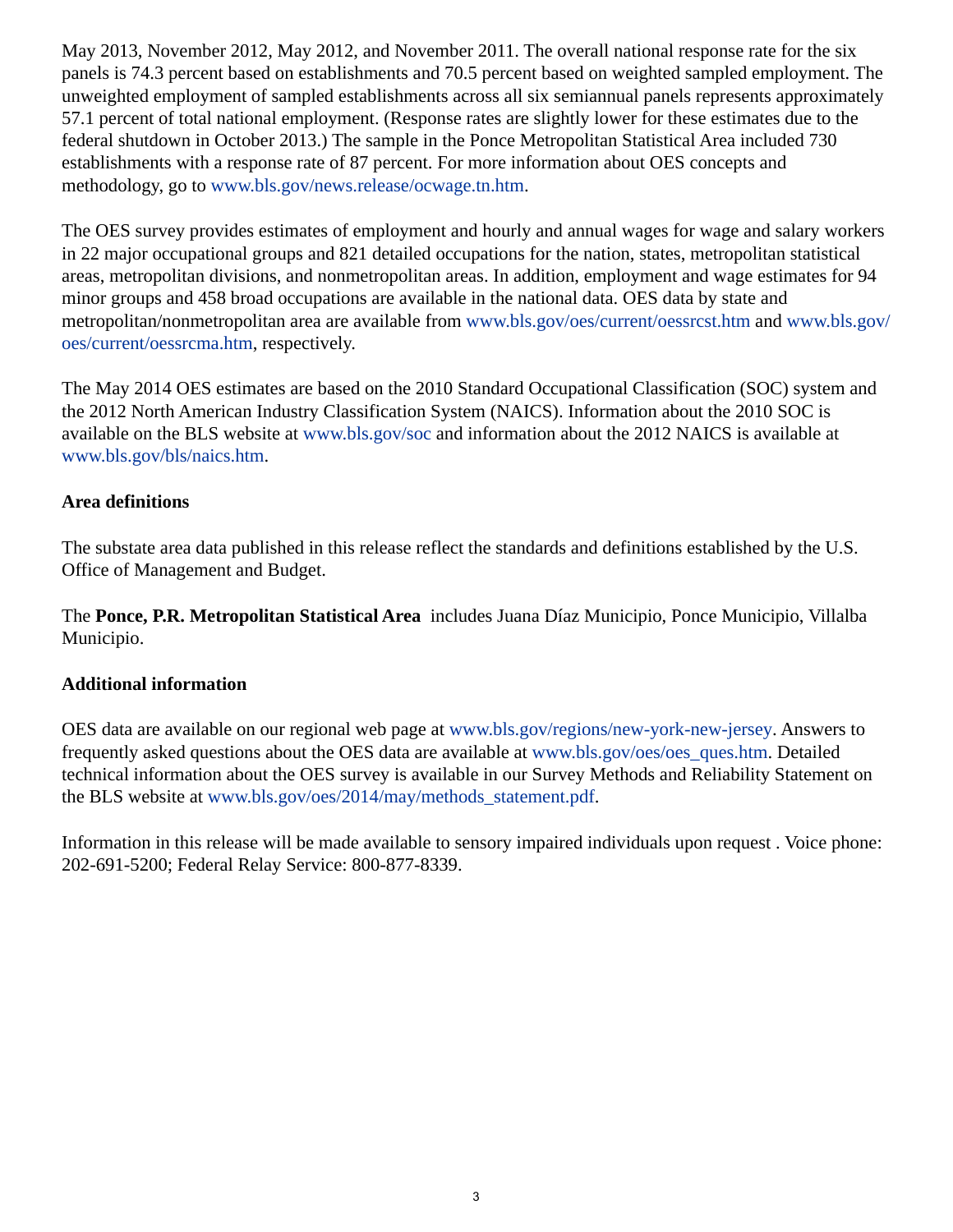May 2013, November 2012, May 2012, and November 2011. The overall national response rate for the six panels is 74.3 percent based on establishments and 70.5 percent based on weighted sampled employment. The unweighted employment of sampled establishments across all six semiannual panels represents approximately 57.1 percent of total national employment. (Response rates are slightly lower for these estimates due to the federal shutdown in October 2013.) The sample in the Ponce Metropolitan Statistical Area included 730 establishments with a response rate of 87 percent. For more information about OES concepts and methodology, go to www.bls.gov/news.release/ocwage.tn.htm.

The OES survey provides estimates of employment and hourly and annual wages for wage and salary workers in 22 major occupational groups and 821 detailed occupations for the nation, states, metropolitan statistical areas, metropolitan divisions, and nonmetropolitan areas. In addition, employment and wage estimates for 94 minor groups and 458 broad occupations are available in the national data. OES data by state and metropolitan/nonmetropolitan area are available from www.bls.gov/oes/current/oessrcst.htm and www.bls.gov/oes/current/oessrcma.htm, respectively.

The May 2014 OES estimates are based on the 2010 Standard Occupational Classification (SOC) system and the 2012 North American Industry Classification System (NAICS). Information about the 2010 SOC is available on the BLS website at www.bls.gov/soc and information about the 2012 NAICS is available at www.bls.gov/bls/naics.htm.

### Area definitions

The substate area data published in this release reflect the standards and definitions established by the U.S. Office of Management and Budget.

The **Ponce, P.R. Metropolitan Statistical Area** includes Juana Díaz Municipio, Ponce Municipio, Villalba Municipio.

### Additional information

OES data are available on our regional web page at www.bls.gov/regions/new-york-new-jersey. Answers to frequently asked questions about the OES data are available at www.bls.gov/oes/oes_ques.htm. Detailed technical information about the OES survey is available in our Survey Methods and Reliability Statement on the BLS website at www.bls.gov/oes/2014/may/methods_statement.pdf.

Information in this release will be made available to sensory impaired individuals upon request . Voice phone: 202-691-5200; Federal Relay Service: 800-877-8339.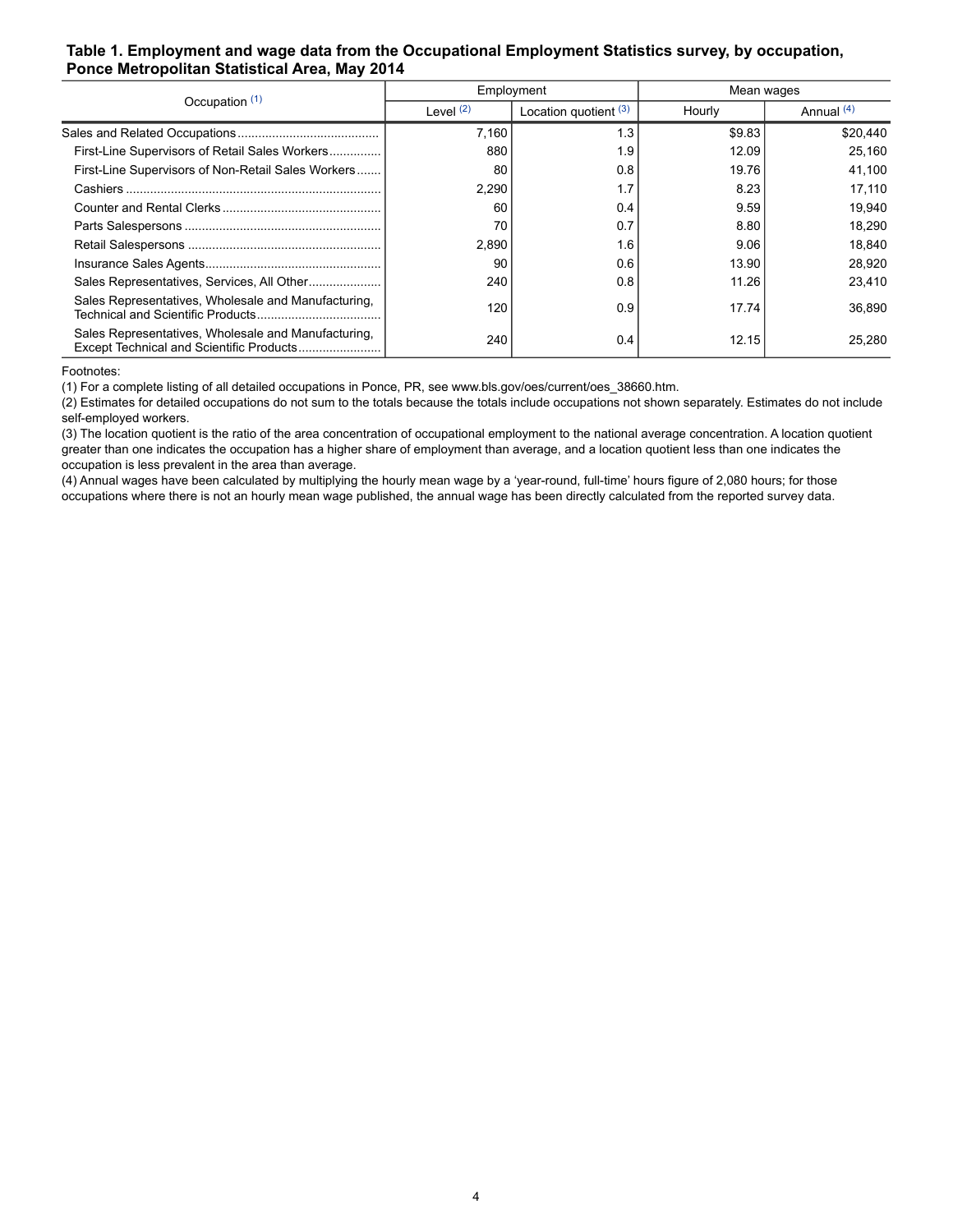**Table 1. Employment and wage data from the Occupational Employment Statistics survey, by occupation, Ponce Metropolitan Statistical Area, May 2014**

| Occupation (1) | Employment | | Mean wages | |
|---|---|---|---|---|
| | Level (2) | Location quotient (3) | Hourly | Annual (4) |
| Sales and Related Occupations | 7,160 | 1.3 | $9.83 | $20,440 |
| First-Line Supervisors of Retail Sales Workers | 880 | 1.9 | 12.09 | 25,160 |
| First-Line Supervisors of Non-Retail Sales Workers | 80 | 0.8 | 19.76 | 41,100 |
| Cashiers | 2,290 | 1.7 | 8.23 | 17,110 |
| Counter and Rental Clerks | 60 | 0.4 | 9.59 | 19,940 |
| Parts Salespersons | 70 | 0.7 | 8.80 | 18,290 |
| Retail Salespersons | 2,890 | 1.6 | 9.06 | 18,840 |
| Insurance Sales Agents | 90 | 0.6 | 13.90 | 28,920 |
| Sales Representatives, Services, All Other | 240 | 0.8 | 11.26 | 23,410 |
| Sales Representatives, Wholesale and Manufacturing, Technical and Scientific Products | 120 | 0.9 | 17.74 | 36,890 |
| Sales Representatives, Wholesale and Manufacturing, Except Technical and Scientific Products | 240 | 0.4 | 12.15 | 25,280 |

Footnotes:
(1) For a complete listing of all detailed occupations in Ponce, PR, see www.bls.gov/oes/current/oes_38660.htm.
(2) Estimates for detailed occupations do not sum to the totals because the totals include occupations not shown separately. Estimates do not include self-employed workers.
(3) The location quotient is the ratio of the area concentration of occupational employment to the national average concentration. A location quotient greater than one indicates the occupation has a higher share of employment than average, and a location quotient less than one indicates the occupation is less prevalent in the area than average.
(4) Annual wages have been calculated by multiplying the hourly mean wage by a 'year-round, full-time' hours figure of 2,080 hours; for those occupations where there is not an hourly mean wage published, the annual wage has been directly calculated from the reported survey data.